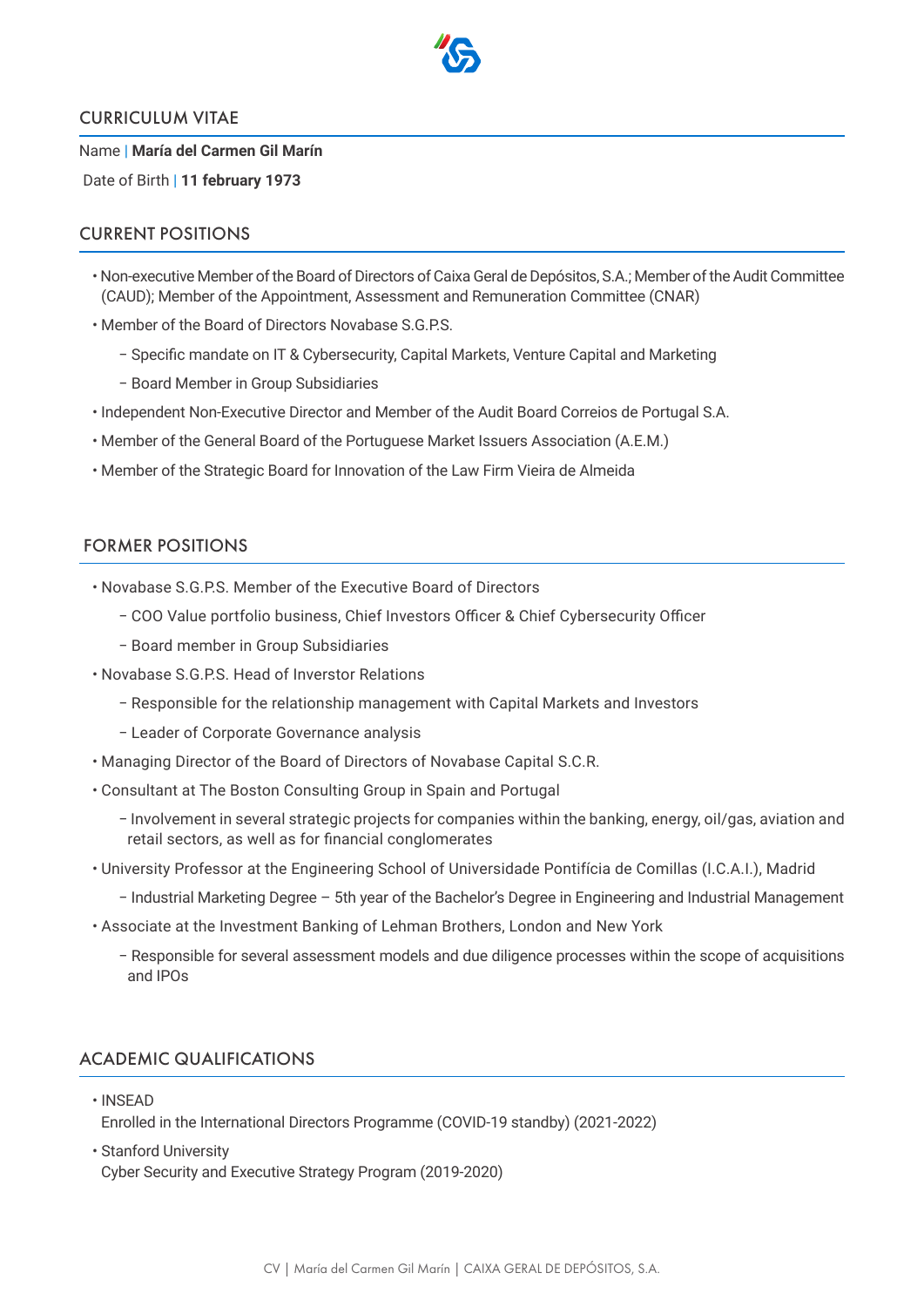## CURRICULUM VITAE

Name | **María del Carmen Gil Marín**

Date of Birth | **11 february 1973**

## CURRENT POSITIONS

- Non-executive Member of the Board of Directors of Caixa Geral de Depósitos, S.A.; Member of the Audit Committee (CAUD); Member of the Appointment, Assessment and Remuneration Committee (CNAR)
- Member of the Board of Directors Novabase S.G.P.S.
  - Specific mandate on IT & Cybersecurity, Capital Markets, Venture Capital and Marketing
  - Board Member in Group Subsidiaries
- Independent Non-Executive Director and Member of the Audit Board Correios de Portugal S.A.
- Member of the General Board of the Portuguese Market Issuers Association (A.E.M.)
- Member of the Strategic Board for Innovation of the Law Firm Vieira de Almeida

## FORMER POSITIONS

- Novabase S.G.P.S. Member of the Executive Board of Directors
  - COO Value portfolio business, Chief Investors Officer & Chief Cybersecurity Officer
  - Board member in Group Subsidiaries
- Novabase S.G.P.S. Head of Inverstor Relations
  - Responsible for the relationship management with Capital Markets and Investors
  - Leader of Corporate Governance analysis
- Managing Director of the Board of Directors of Novabase Capital S.C.R.
- Consultant at The Boston Consulting Group in Spain and Portugal
  - Involvement in several strategic projects for companies within the banking, energy, oil/gas, aviation and retail sectors, as well as for financial conglomerates
- University Professor at the Engineering School of Universidade Pontifícia de Comillas (I.C.A.I.), Madrid
  - Industrial Marketing Degree – 5th year of the Bachelor's Degree in Engineering and Industrial Management
- Associate at the Investment Banking of Lehman Brothers, London and New York
  - Responsible for several assessment models and due diligence processes within the scope of acquisitions and IPOs

## ACADEMIC QUALIFICATIONS

- INSEAD
  Enrolled in the International Directors Programme (COVID-19 standby) (2021-2022)
- Stanford University
  Cyber Security and Executive Strategy Program (2019-2020)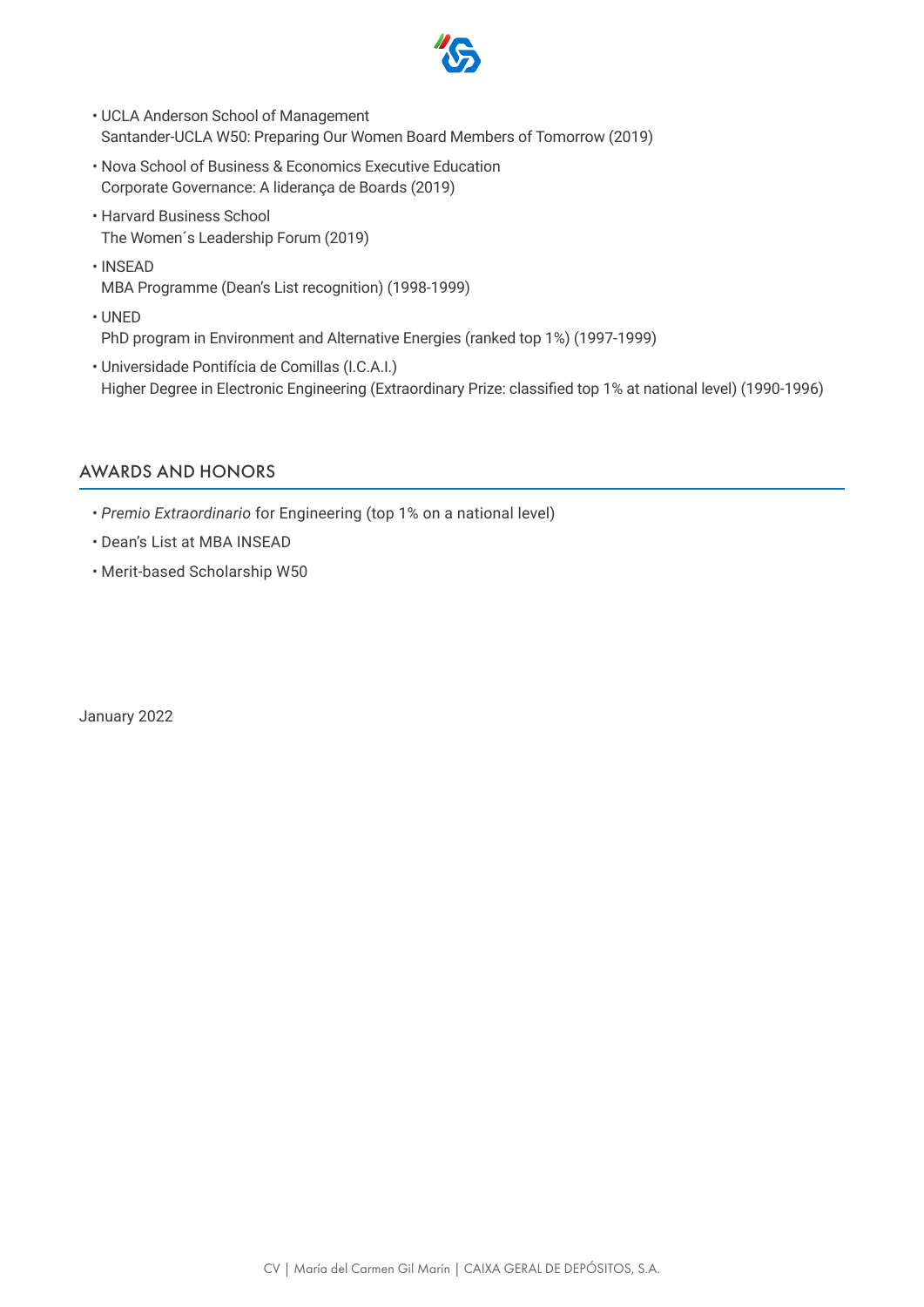- UCLA Anderson School of Management
  Santander-UCLA W50: Preparing Our Women Board Members of Tomorrow (2019)
- Nova School of Business & Economics Executive Education
  Corporate Governance: A liderança de Boards (2019)
- Harvard Business School
  The Women´s Leadership Forum (2019)
- INSEAD
  MBA Programme (Dean's List recognition) (1998-1999)
- UNED
  PhD program in Environment and Alternative Energies (ranked top 1%) (1997-1999)
- Universidade Pontifícia de Comillas (I.C.A.I.)
  Higher Degree in Electronic Engineering (Extraordinary Prize: classified top 1% at national level) (1990-1996)

## AWARDS AND HONORS

- *Premio Extraordinario* for Engineering (top 1% on a national level)
- Dean's List at MBA INSEAD
- Merit-based Scholarship W50

January 2022